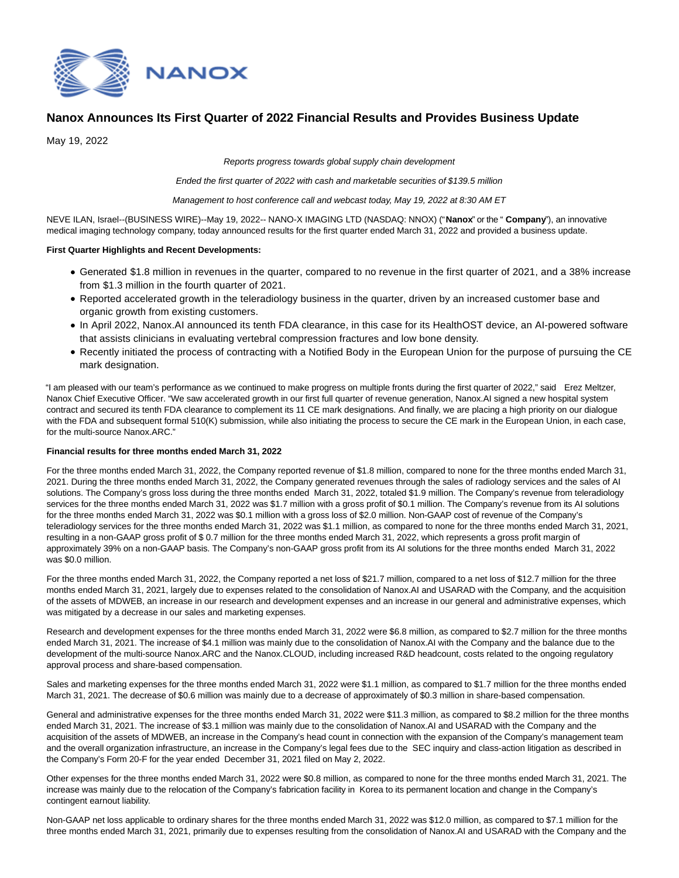# Nanox Announces Its First Quarter of 2022 Financial Results and Provides Business Update

May 19, 2022

*Reports progress towards global supply chain development*

*Ended the first quarter of 2022 with cash and marketable securities of $139.5 million*

*Management to host conference call and webcast today, May 19, 2022 at 8:30 AM ET*

NEVE ILAN, Israel--(BUSINESS WIRE)--May 19, 2022-- NANO-X IMAGING LTD (NASDAQ: NNOX) ("**Nanox**" or the " **Company**"), an innovative medical imaging technology company, today announced results for the first quarter ended March 31, 2022 and provided a business update.

**First Quarter Highlights and Recent Developments:**

- Generated $1.8 million in revenues in the quarter, compared to no revenue in the first quarter of 2021, and a 38% increase from $1.3 million in the fourth quarter of 2021.
- Reported accelerated growth in the teleradiology business in the quarter, driven by an increased customer base and organic growth from existing customers.
- In April 2022, Nanox.AI announced its tenth FDA clearance, in this case for its HealthOST device, an AI-powered software that assists clinicians in evaluating vertebral compression fractures and low bone density.
- Recently initiated the process of contracting with a Notified Body in the European Union for the purpose of pursuing the CE mark designation.

"I am pleased with our team's performance as we continued to make progress on multiple fronts during the first quarter of 2022," said Erez Meltzer, Nanox Chief Executive Officer. "We saw accelerated growth in our first full quarter of revenue generation, Nanox.AI signed a new hospital system contract and secured its tenth FDA clearance to complement its 11 CE mark designations. And finally, we are placing a high priority on our dialogue with the FDA and subsequent formal 510(K) submission, while also initiating the process to secure the CE mark in the European Union, in each case, for the multi-source Nanox.ARC."

**Financial results for three months ended March 31, 2022**

For the three months ended March 31, 2022, the Company reported revenue of $1.8 million, compared to none for the three months ended March 31, 2021. During the three months ended March 31, 2022, the Company generated revenues through the sales of radiology services and the sales of AI solutions. The Company's gross loss during the three months ended March 31, 2022, totaled $1.9 million. The Company's revenue from teleradiology services for the three months ended March 31, 2022 was $1.7 million with a gross profit of $0.1 million. The Company's revenue from its AI solutions for the three months ended March 31, 2022 was $0.1 million with a gross loss of $2.0 million. Non-GAAP cost of revenue of the Company's teleradiology services for the three months ended March 31, 2022 was $1.1 million, as compared to none for the three months ended March 31, 2021, resulting in a non-GAAP gross profit of $ 0.7 million for the three months ended March 31, 2022, which represents a gross profit margin of approximately 39% on a non-GAAP basis. The Company's non-GAAP gross profit from its AI solutions for the three months ended March 31, 2022 was $0.0 million.

For the three months ended March 31, 2022, the Company reported a net loss of $21.7 million, compared to a net loss of $12.7 million for the three months ended March 31, 2021, largely due to expenses related to the consolidation of Nanox.AI and USARAD with the Company, and the acquisition of the assets of MDWEB, an increase in our research and development expenses and an increase in our general and administrative expenses, which was mitigated by a decrease in our sales and marketing expenses.

Research and development expenses for the three months ended March 31, 2022 were $6.8 million, as compared to $2.7 million for the three months ended March 31, 2021. The increase of $4.1 million was mainly due to the consolidation of Nanox.AI with the Company and the balance due to the development of the multi-source Nanox.ARC and the Nanox.CLOUD, including increased R&D headcount, costs related to the ongoing regulatory approval process and share-based compensation.

Sales and marketing expenses for the three months ended March 31, 2022 were $1.1 million, as compared to $1.7 million for the three months ended March 31, 2021. The decrease of $0.6 million was mainly due to a decrease of approximately of $0.3 million in share-based compensation.

General and administrative expenses for the three months ended March 31, 2022 were $11.3 million, as compared to $8.2 million for the three months ended March 31, 2021. The increase of $3.1 million was mainly due to the consolidation of Nanox.AI and USARAD with the Company and the acquisition of the assets of MDWEB, an increase in the Company's head count in connection with the expansion of the Company's management team and the overall organization infrastructure, an increase in the Company's legal fees due to the SEC inquiry and class-action litigation as described in the Company's Form 20-F for the year ended December 31, 2021 filed on May 2, 2022.

Other expenses for the three months ended March 31, 2022 were $0.8 million, as compared to none for the three months ended March 31, 2021. The increase was mainly due to the relocation of the Company's fabrication facility in Korea to its permanent location and change in the Company's contingent earnout liability.

Non-GAAP net loss applicable to ordinary shares for the three months ended March 31, 2022 was $12.0 million, as compared to $7.1 million for the three months ended March 31, 2021, primarily due to expenses resulting from the consolidation of Nanox.AI and USARAD with the Company and the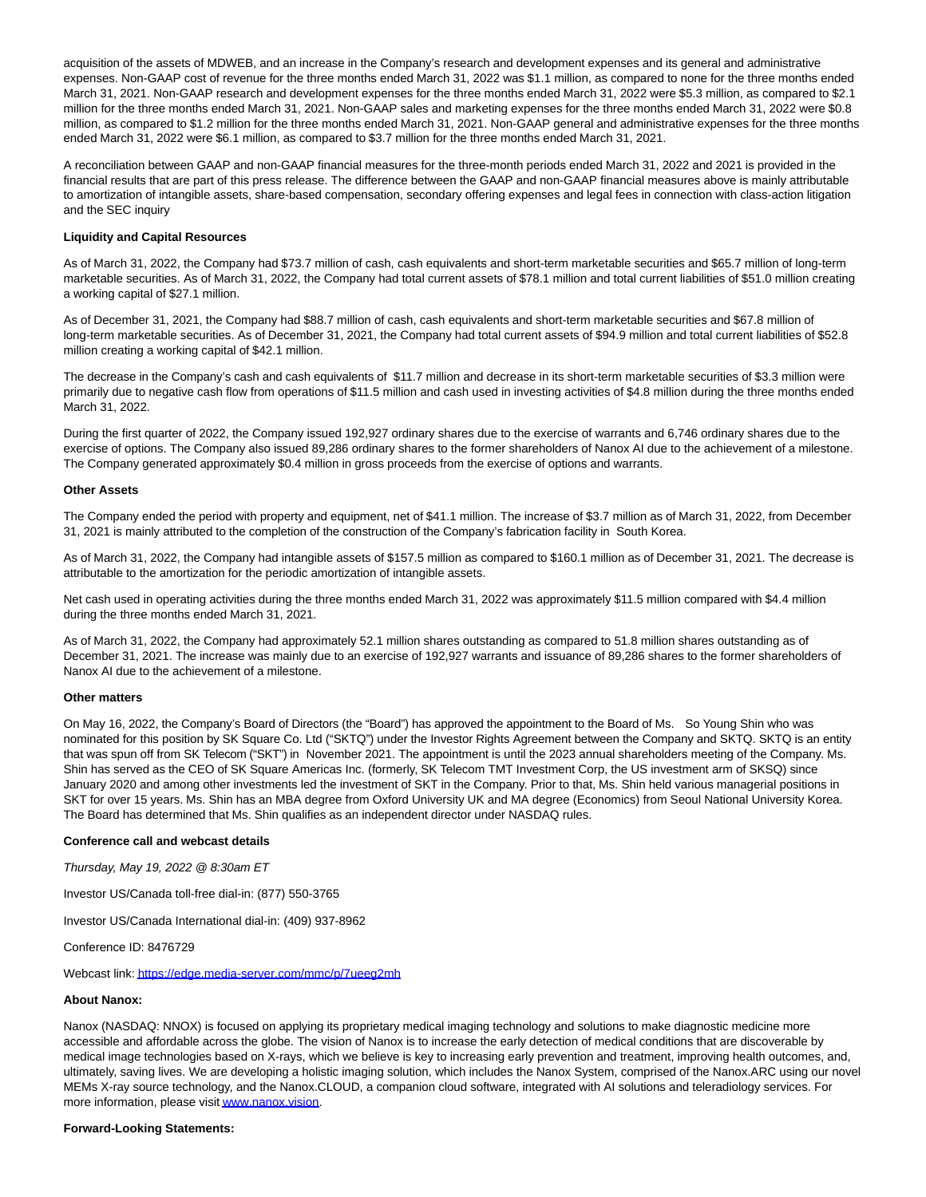acquisition of the assets of MDWEB, and an increase in the Company's research and development expenses and its general and administrative expenses. Non-GAAP cost of revenue for the three months ended March 31, 2022 was $1.1 million, as compared to none for the three months ended March 31, 2021. Non-GAAP research and development expenses for the three months ended March 31, 2022 were $5.3 million, as compared to $2.1 million for the three months ended March 31, 2021. Non-GAAP sales and marketing expenses for the three months ended March 31, 2022 were $0.8 million, as compared to $1.2 million for the three months ended March 31, 2021. Non-GAAP general and administrative expenses for the three months ended March 31, 2022 were $6.1 million, as compared to $3.7 million for the three months ended March 31, 2021.

A reconciliation between GAAP and non-GAAP financial measures for the three-month periods ended March 31, 2022 and 2021 is provided in the financial results that are part of this press release. The difference between the GAAP and non-GAAP financial measures above is mainly attributable to amortization of intangible assets, share-based compensation, secondary offering expenses and legal fees in connection with class-action litigation and the SEC inquiry

**Liquidity and Capital Resources**

As of March 31, 2022, the Company had $73.7 million of cash, cash equivalents and short-term marketable securities and $65.7 million of long-term marketable securities. As of March 31, 2022, the Company had total current assets of $78.1 million and total current liabilities of $51.0 million creating a working capital of $27.1 million.

As of December 31, 2021, the Company had $88.7 million of cash, cash equivalents and short-term marketable securities and $67.8 million of long-term marketable securities. As of December 31, 2021, the Company had total current assets of $94.9 million and total current liabilities of $52.8 million creating a working capital of $42.1 million.

The decrease in the Company's cash and cash equivalents of $11.7 million and decrease in its short-term marketable securities of $3.3 million were primarily due to negative cash flow from operations of $11.5 million and cash used in investing activities of $4.8 million during the three months ended March 31, 2022.

During the first quarter of 2022, the Company issued 192,927 ordinary shares due to the exercise of warrants and 6,746 ordinary shares due to the exercise of options. The Company also issued 89,286 ordinary shares to the former shareholders of Nanox AI due to the achievement of a milestone. The Company generated approximately $0.4 million in gross proceeds from the exercise of options and warrants.

**Other Assets**

The Company ended the period with property and equipment, net of $41.1 million. The increase of $3.7 million as of March 31, 2022, from December 31, 2021 is mainly attributed to the completion of the construction of the Company's fabrication facility in South Korea.

As of March 31, 2022, the Company had intangible assets of $157.5 million as compared to $160.1 million as of December 31, 2021. The decrease is attributable to the amortization for the periodic amortization of intangible assets.

Net cash used in operating activities during the three months ended March 31, 2022 was approximately $11.5 million compared with $4.4 million during the three months ended March 31, 2021.

As of March 31, 2022, the Company had approximately 52.1 million shares outstanding as compared to 51.8 million shares outstanding as of December 31, 2021. The increase was mainly due to an exercise of 192,927 warrants and issuance of 89,286 shares to the former shareholders of Nanox AI due to the achievement of a milestone.

**Other matters**

On May 16, 2022, the Company's Board of Directors (the "Board") has approved the appointment to the Board of Ms. So Young Shin who was nominated for this position by SK Square Co. Ltd ("SKTQ") under the Investor Rights Agreement between the Company and SKTQ. SKTQ is an entity that was spun off from SK Telecom ("SKT") in November 2021. The appointment is until the 2023 annual shareholders meeting of the Company. Ms. Shin has served as the CEO of SK Square Americas Inc. (formerly, SK Telecom TMT Investment Corp, the US investment arm of SKSQ) since January 2020 and among other investments led the investment of SKT in the Company. Prior to that, Ms. Shin held various managerial positions in SKT for over 15 years. Ms. Shin has an MBA degree from Oxford University UK and MA degree (Economics) from Seoul National University Korea. The Board has determined that Ms. Shin qualifies as an independent director under NASDAQ rules.

**Conference call and webcast details**

*Thursday, May 19, 2022 @ 8:30am ET*

Investor US/Canada toll-free dial-in: (877) 550-3765

Investor US/Canada International dial-in: (409) 937-8962

Conference ID: 8476729

Webcast link: https://edge.media-server.com/mmc/p/7ueeg2mh

**About Nanox:**

Nanox (NASDAQ: NNOX) is focused on applying its proprietary medical imaging technology and solutions to make diagnostic medicine more accessible and affordable across the globe. The vision of Nanox is to increase the early detection of medical conditions that are discoverable by medical image technologies based on X-rays, which we believe is key to increasing early prevention and treatment, improving health outcomes, and, ultimately, saving lives. We are developing a holistic imaging solution, which includes the Nanox System, comprised of the Nanox.ARC using our novel MEMs X-ray source technology, and the Nanox.CLOUD, a companion cloud software, integrated with AI solutions and teleradiology services. For more information, please visit www.nanox.vision.

**Forward-Looking Statements:**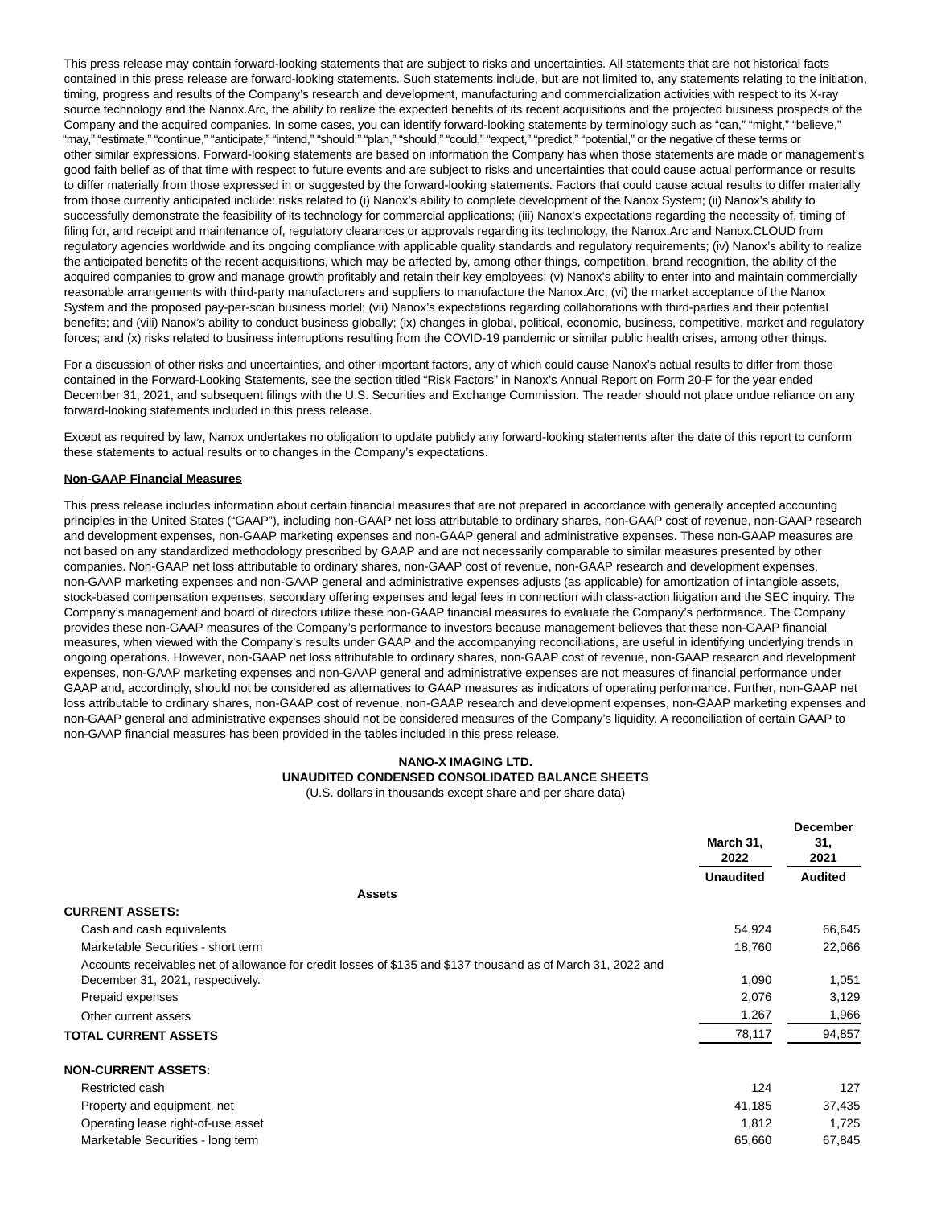This press release may contain forward-looking statements that are subject to risks and uncertainties. All statements that are not historical facts contained in this press release are forward-looking statements. Such statements include, but are not limited to, any statements relating to the initiation, timing, progress and results of the Company's research and development, manufacturing and commercialization activities with respect to its X-ray source technology and the Nanox.Arc, the ability to realize the expected benefits of its recent acquisitions and the projected business prospects of the Company and the acquired companies. In some cases, you can identify forward-looking statements by terminology such as "can," "might," "believe," "may," "estimate," "continue," "anticipate," "intend," "should," "plan," "should," "could," "expect," "predict," "potential," or the negative of these terms or other similar expressions. Forward-looking statements are based on information the Company has when those statements are made or management's good faith belief as of that time with respect to future events and are subject to risks and uncertainties that could cause actual performance or results to differ materially from those expressed in or suggested by the forward-looking statements. Factors that could cause actual results to differ materially from those currently anticipated include: risks related to (i) Nanox's ability to complete development of the Nanox System; (ii) Nanox's ability to successfully demonstrate the feasibility of its technology for commercial applications; (iii) Nanox's expectations regarding the necessity of, timing of filing for, and receipt and maintenance of, regulatory clearances or approvals regarding its technology, the Nanox.Arc and Nanox.CLOUD from regulatory agencies worldwide and its ongoing compliance with applicable quality standards and regulatory requirements; (iv) Nanox's ability to realize the anticipated benefits of the recent acquisitions, which may be affected by, among other things, competition, brand recognition, the ability of the acquired companies to grow and manage growth profitably and retain their key employees; (v) Nanox's ability to enter into and maintain commercially reasonable arrangements with third-party manufacturers and suppliers to manufacture the Nanox.Arc; (vi) the market acceptance of the Nanox System and the proposed pay-per-scan business model; (vii) Nanox's expectations regarding collaborations with third-parties and their potential benefits; and (viii) Nanox's ability to conduct business globally; (ix) changes in global, political, economic, business, competitive, market and regulatory forces; and (x) risks related to business interruptions resulting from the COVID-19 pandemic or similar public health crises, among other things.

For a discussion of other risks and uncertainties, and other important factors, any of which could cause Nanox's actual results to differ from those contained in the Forward-Looking Statements, see the section titled "Risk Factors" in Nanox's Annual Report on Form 20-F for the year ended December 31, 2021, and subsequent filings with the U.S. Securities and Exchange Commission. The reader should not place undue reliance on any forward-looking statements included in this press release.

Except as required by law, Nanox undertakes no obligation to update publicly any forward-looking statements after the date of this report to conform these statements to actual results or to changes in the Company's expectations.

**Non-GAAP Financial Measures**

This press release includes information about certain financial measures that are not prepared in accordance with generally accepted accounting principles in the United States ("GAAP"), including non-GAAP net loss attributable to ordinary shares, non-GAAP cost of revenue, non-GAAP research and development expenses, non-GAAP marketing expenses and non-GAAP general and administrative expenses. These non-GAAP measures are not based on any standardized methodology prescribed by GAAP and are not necessarily comparable to similar measures presented by other companies. Non-GAAP net loss attributable to ordinary shares, non-GAAP cost of revenue, non-GAAP research and development expenses, non-GAAP marketing expenses and non-GAAP general and administrative expenses adjusts (as applicable) for amortization of intangible assets, stock-based compensation expenses, secondary offering expenses and legal fees in connection with class-action litigation and the SEC inquiry. The Company's management and board of directors utilize these non-GAAP financial measures to evaluate the Company's performance. The Company provides these non-GAAP measures of the Company's performance to investors because management believes that these non-GAAP financial measures, when viewed with the Company's results under GAAP and the accompanying reconciliations, are useful in identifying underlying trends in ongoing operations. However, non-GAAP net loss attributable to ordinary shares, non-GAAP cost of revenue, non-GAAP research and development expenses, non-GAAP marketing expenses and non-GAAP general and administrative expenses are not measures of financial performance under GAAP and, accordingly, should not be considered as alternatives to GAAP measures as indicators of operating performance. Further, non-GAAP net loss attributable to ordinary shares, non-GAAP cost of revenue, non-GAAP research and development expenses, non-GAAP marketing expenses and non-GAAP general and administrative expenses should not be considered measures of the Company's liquidity. A reconciliation of certain GAAP to non-GAAP financial measures has been provided in the tables included in this press release.

**NANO-X IMAGING LTD.**
**UNAUDITED CONDENSED CONSOLIDATED BALANCE SHEETS**
(U.S. dollars in thousands except share and per share data)

| | March 31, 2022 | December 31, 2021 |
|---|---|---|
| | **Unaudited** | **Audited** |
| **Assets** | | |
| **CURRENT ASSETS:** | | |
| Cash and cash equivalents | 54,924 | 66,645 |
| Marketable Securities - short term | 18,760 | 22,066 |
| Accounts receivables net of allowance for credit losses of $135 and $137 thousand as of March 31, 2022 and December 31, 2021, respectively. | 1,090 | 1,051 |
| Prepaid expenses | 2,076 | 3,129 |
| Other current assets | 1,267 | 1,966 |
| **TOTAL CURRENT ASSETS** | 78,117 | 94,857 |
| **NON-CURRENT ASSETS:** | | |
| Restricted cash | 124 | 127 |
| Property and equipment, net | 41,185 | 37,435 |
| Operating lease right-of-use asset | 1,812 | 1,725 |
| Marketable Securities - long term | 65,660 | 67,845 |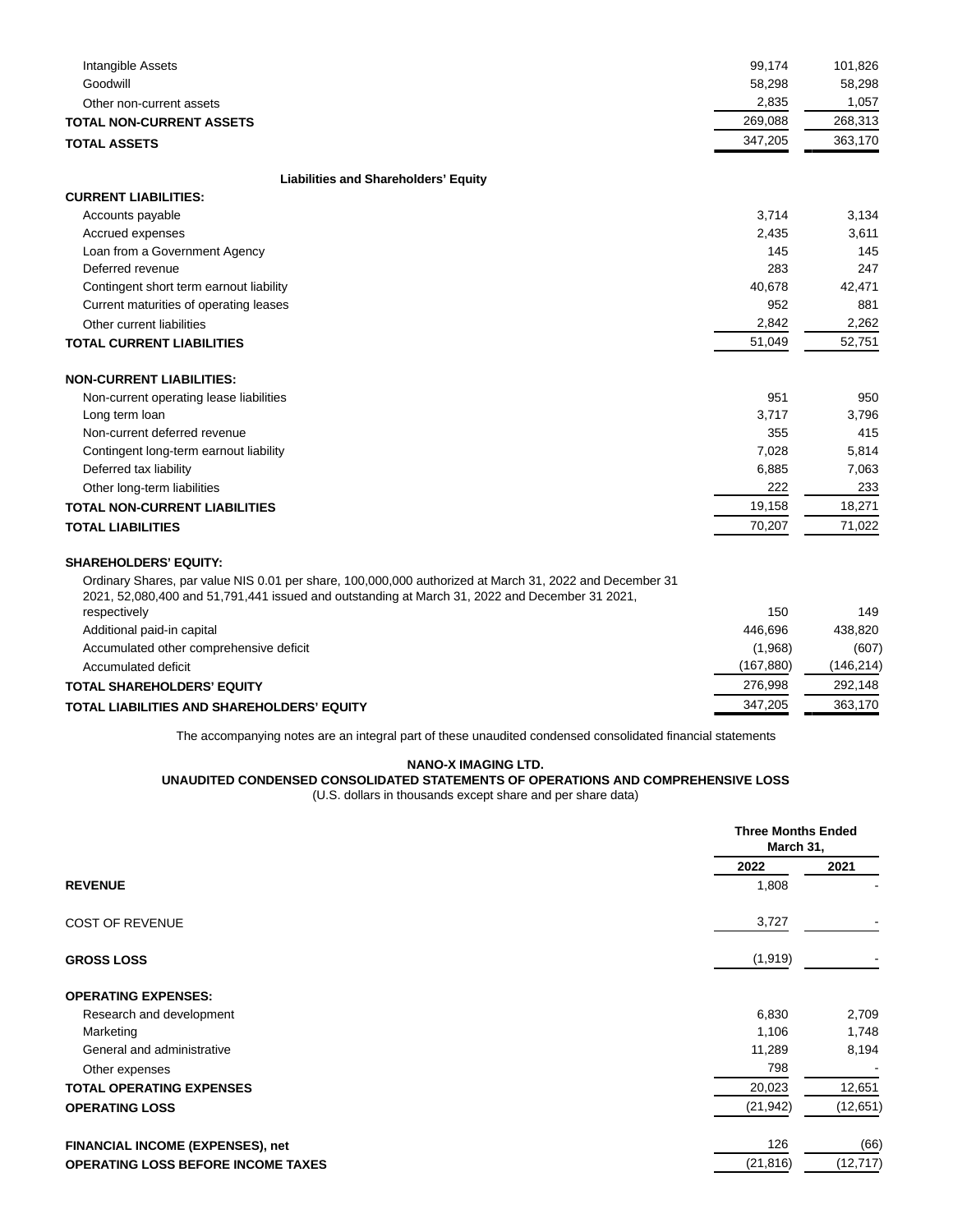|  |  |  |
|---|---|---|
| Intangible Assets | 99,174 | 101,826 |
| Goodwill | 58,298 | 58,298 |
| Other non-current assets | 2,835 | 1,057 |
| **TOTAL NON-CURRENT ASSETS** | 269,088 | 268,313 |
| **TOTAL ASSETS** | 347,205 | 363,170 |
| **Liabilities and Shareholders' Equity** |  |  |
| **CURRENT LIABILITIES:** |  |  |
| Accounts payable | 3,714 | 3,134 |
| Accrued expenses | 2,435 | 3,611 |
| Loan from a Government Agency | 145 | 145 |
| Deferred revenue | 283 | 247 |
| Contingent short term earnout liability | 40,678 | 42,471 |
| Current maturities of operating leases | 952 | 881 |
| Other current liabilities | 2,842 | 2,262 |
| **TOTAL CURRENT LIABILITIES** | 51,049 | 52,751 |
| **NON-CURRENT LIABILITIES:** |  |  |
| Non-current operating lease liabilities | 951 | 950 |
| Long term loan | 3,717 | 3,796 |
| Non-current deferred revenue | 355 | 415 |
| Contingent long-term earnout liability | 7,028 | 5,814 |
| Deferred tax liability | 6,885 | 7,063 |
| Other long-term liabilities | 222 | 233 |
| **TOTAL NON-CURRENT LIABILITIES** | 19,158 | 18,271 |
| **TOTAL LIABILITIES** | 70,207 | 71,022 |
| **SHAREHOLDERS' EQUITY:** |  |  |
| Ordinary Shares, par value NIS 0.01 per share, 100,000,000 authorized at March 31, 2022 and December 31 2021, 52,080,400 and 51,791,441 issued and outstanding at March 31, 2022 and December 31 2021, respectively | 150 | 149 |
| Additional paid-in capital | 446,696 | 438,820 |
| Accumulated other comprehensive deficit | (1,968) | (607) |
| Accumulated deficit | (167,880) | (146,214) |
| **TOTAL SHAREHOLDERS' EQUITY** | 276,998 | 292,148 |
| **TOTAL LIABILITIES AND SHAREHOLDERS' EQUITY** | 347,205 | 363,170 |

The accompanying notes are an integral part of these unaudited condensed consolidated financial statements

**NANO-X IMAGING LTD.**

**UNAUDITED CONDENSED CONSOLIDATED STATEMENTS OF OPERATIONS AND COMPREHENSIVE LOSS**

(U.S. dollars in thousands except share and per share data)

|  | Three Months Ended March 31, |  |
|---|---|---|
|  | 2022 | 2021 |
| **REVENUE** | 1,808 | - |
| COST OF REVENUE | 3,727 | - |
| **GROSS LOSS** | (1,919) | - |
| **OPERATING EXPENSES:** |  |  |
| Research and development | 6,830 | 2,709 |
| Marketing | 1,106 | 1,748 |
| General and administrative | 11,289 | 8,194 |
| Other expenses | 798 | - |
| **TOTAL OPERATING EXPENSES** | 20,023 | 12,651 |
| **OPERATING LOSS** | (21,942) | (12,651) |
| **FINANCIAL INCOME (EXPENSES), net** | 126 | (66) |
| **OPERATING LOSS BEFORE INCOME TAXES** | (21,816) | (12,717) |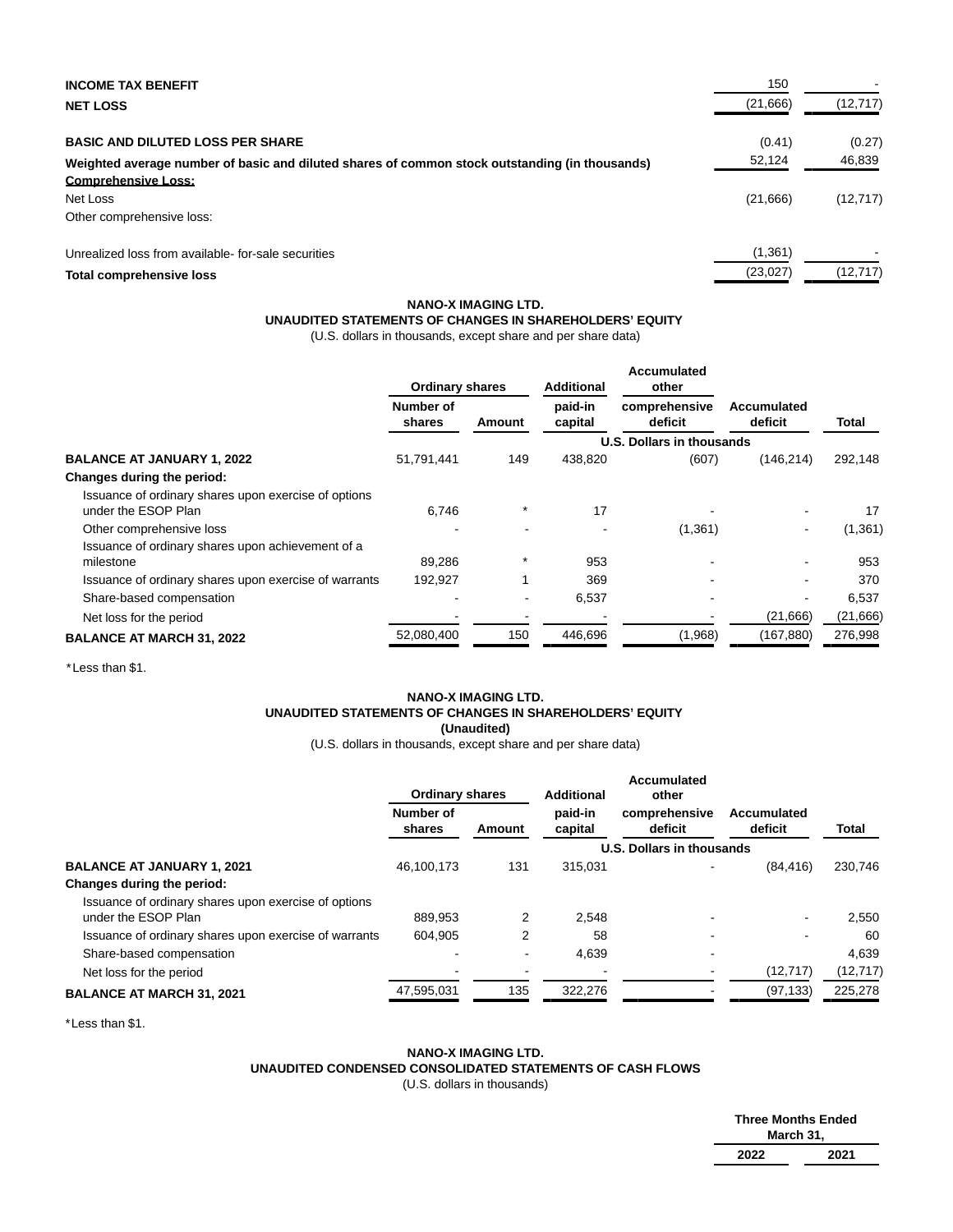| | | |
|---|---|---|
| **INCOME TAX BENEFIT** | 150 | - |
| **NET LOSS** | (21,666) | (12,717) |
| | | |
| **BASIC AND DILUTED LOSS PER SHARE** | (0.41) | (0.27) |
| **Weighted average number of basic and diluted shares of common stock outstanding (in thousands)** | 52,124 | 46,839 |
| **Comprehensive Loss:** | | |
| Net Loss | (21,666) | (12,717) |
| Other comprehensive loss: | | |
| | | |
| Unrealized loss from available- for-sale securities | (1,361) | - |
| **Total comprehensive loss** | (23,027) | (12,717) |

**NANO-X IMAGING LTD.**
**UNAUDITED STATEMENTS OF CHANGES IN SHAREHOLDERS' EQUITY**
(U.S. dollars in thousands, except share and per share data)

| | Ordinary shares | | Additional | Accumulated other | | |
|---|---|---|---|---|---|---|
| | Number of shares | Amount | paid-in capital | comprehensive deficit | Accumulated deficit | Total |
| | | | U.S. Dollars in thousands | | | |
| **BALANCE AT JANUARY 1, 2022** | 51,791,441 | 149 | 438,820 | (607) | (146,214) | 292,148 |
| **Changes during the period:** | | | | | | |
| Issuance of ordinary shares upon exercise of options under the ESOP Plan | 6,746 | * | 17 | - | - | 17 |
| Other comprehensive loss | - | - | - | (1,361) | - | (1,361) |
| Issuance of ordinary shares upon achievement of a milestone | 89,286 | * | 953 | - | - | 953 |
| Issuance of ordinary shares upon exercise of warrants | 192,927 | 1 | 369 | - | - | 370 |
| Share-based compensation | - | - | 6,537 | - | - | 6,537 |
| Net loss for the period | - | - | - | - | (21,666) | (21,666) |
| **BALANCE AT MARCH 31, 2022** | 52,080,400 | 150 | 446,696 | (1,968) | (167,880) | 276,998 |

*Less than $1.

**NANO-X IMAGING LTD.**
**UNAUDITED STATEMENTS OF CHANGES IN SHAREHOLDERS' EQUITY**
**(Unaudited)**
(U.S. dollars in thousands, except share and per share data)

| | Ordinary shares | | Additional | Accumulated other | | |
|---|---|---|---|---|---|---|
| | Number of shares | Amount | paid-in capital | comprehensive deficit | Accumulated deficit | Total |
| | | | U.S. Dollars in thousands | | | |
| **BALANCE AT JANUARY 1, 2021** | 46,100,173 | 131 | 315,031 | - | (84,416) | 230,746 |
| **Changes during the period:** | | | | | | |
| Issuance of ordinary shares upon exercise of options under the ESOP Plan | 889,953 | 2 | 2,548 | - | - | 2,550 |
| Issuance of ordinary shares upon exercise of warrants | 604,905 | 2 | 58 | - | - | 60 |
| Share-based compensation | - | - | 4,639 | - | | 4,639 |
| Net loss for the period | - | - | - | - | (12,717) | (12,717) |
| **BALANCE AT MARCH 31, 2021** | 47,595,031 | 135 | 322,276 | - | (97,133) | 225,278 |

*Less than $1.

**NANO-X IMAGING LTD.**
**UNAUDITED CONDENSED CONSOLIDATED STATEMENTS OF CASH FLOWS**
(U.S. dollars in thousands)

| | Three Months Ended March 31, | |
|---|---|---|
| | 2022 | 2021 |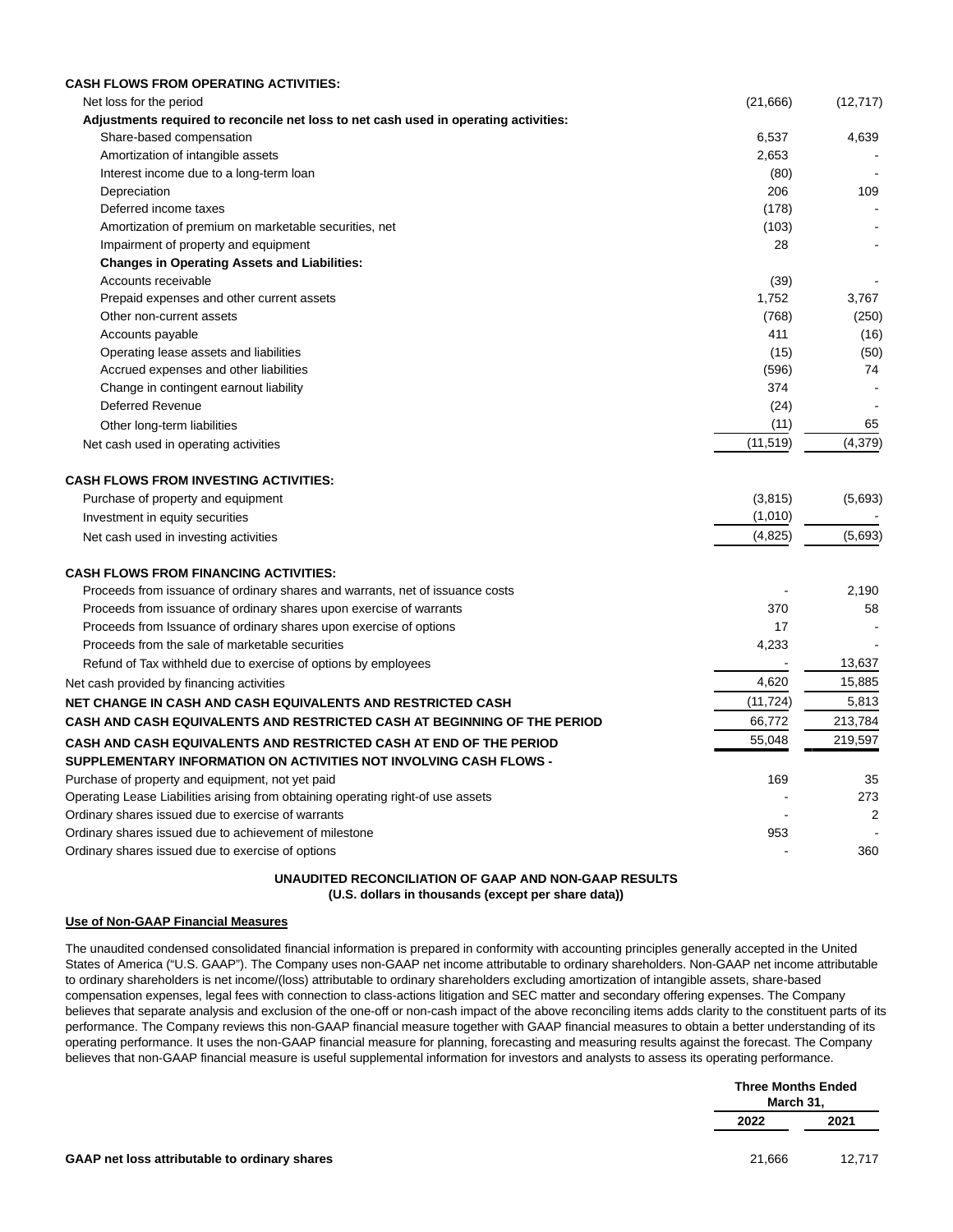| | | |
|---|---|---|
| **CASH FLOWS FROM OPERATING ACTIVITIES:** | | |
| Net loss for the period | (21,666) | (12,717) |
| **Adjustments required to reconcile net loss to net cash used in operating activities:** | | |
| Share-based compensation | 6,537 | 4,639 |
| Amortization of intangible assets | 2,653 | - |
| Interest income due to a long-term loan | (80) | - |
| Depreciation | 206 | 109 |
| Deferred income taxes | (178) | - |
| Amortization of premium on marketable securities, net | (103) | - |
| Impairment of property and equipment | 28 | - |
| **Changes in Operating Assets and Liabilities:** | | |
| Accounts receivable | (39) | - |
| Prepaid expenses and other current assets | 1,752 | 3,767 |
| Other non-current assets | (768) | (250) |
| Accounts payable | 411 | (16) |
| Operating lease assets and liabilities | (15) | (50) |
| Accrued expenses and other liabilities | (596) | 74 |
| Change in contingent earnout liability | 374 | - |
| Deferred Revenue | (24) | - |
| Other long-term liabilities | (11) | 65 |
| Net cash used in operating activities | (11,519) | (4,379) |
| **CASH FLOWS FROM INVESTING ACTIVITIES:** | | |
| Purchase of property and equipment | (3,815) | (5,693) |
| Investment in equity securities | (1,010) | - |
| Net cash used in investing activities | (4,825) | (5,693) |
| **CASH FLOWS FROM FINANCING ACTIVITIES:** | | |
| Proceeds from issuance of ordinary shares and warrants, net of issuance costs | - | 2,190 |
| Proceeds from issuance of ordinary shares upon exercise of warrants | 370 | 58 |
| Proceeds from Issuance of ordinary shares upon exercise of options | 17 | - |
| Proceeds from the sale of marketable securities | 4,233 | - |
| Refund of Tax withheld due to exercise of options by employees | - | 13,637 |
| Net cash provided by financing activities | 4,620 | 15,885 |
| **NET CHANGE IN CASH AND CASH EQUIVALENTS AND RESTRICTED CASH** | (11,724) | 5,813 |
| **CASH AND CASH EQUIVALENTS AND RESTRICTED CASH AT BEGINNING OF THE PERIOD** | 66,772 | 213,784 |
| **CASH AND CASH EQUIVALENTS AND RESTRICTED CASH AT END OF THE PERIOD** | 55,048 | 219,597 |
| **SUPPLEMENTARY INFORMATION ON ACTIVITIES NOT INVOLVING CASH FLOWS -** | | |
| Purchase of property and equipment, not yet paid | 169 | 35 |
| Operating Lease Liabilities arising from obtaining operating right-of use assets | - | 273 |
| Ordinary shares issued due to exercise of warrants | - | 2 |
| Ordinary shares issued due to achievement of milestone | 953 | - |
| Ordinary shares issued due to exercise of options | - | 360 |

**UNAUDITED RECONCILIATION OF GAAP AND NON-GAAP RESULTS**
**(U.S. dollars in thousands (except per share data))**

**Use of Non-GAAP Financial Measures**

The unaudited condensed consolidated financial information is prepared in conformity with accounting principles generally accepted in the United States of America ("U.S. GAAP"). The Company uses non-GAAP net income attributable to ordinary shareholders. Non-GAAP net income attributable to ordinary shareholders is net income/(loss) attributable to ordinary shareholders excluding amortization of intangible assets, share-based compensation expenses, legal fees with connection to class-actions litigation and SEC matter and secondary offering expenses. The Company believes that separate analysis and exclusion of the one-off or non-cash impact of the above reconciling items adds clarity to the constituent parts of its performance. The Company reviews this non-GAAP financial measure together with GAAP financial measures to obtain a better understanding of its operating performance. It uses the non-GAAP financial measure for planning, forecasting and measuring results against the forecast. The Company believes that non-GAAP financial measure is useful supplemental information for investors and analysts to assess its operating performance.

| | Three Months Ended March 31, | |
|---|---|---|
| | 2022 | 2021 |
| **GAAP net loss attributable to ordinary shares** | 21,666 | 12,717 |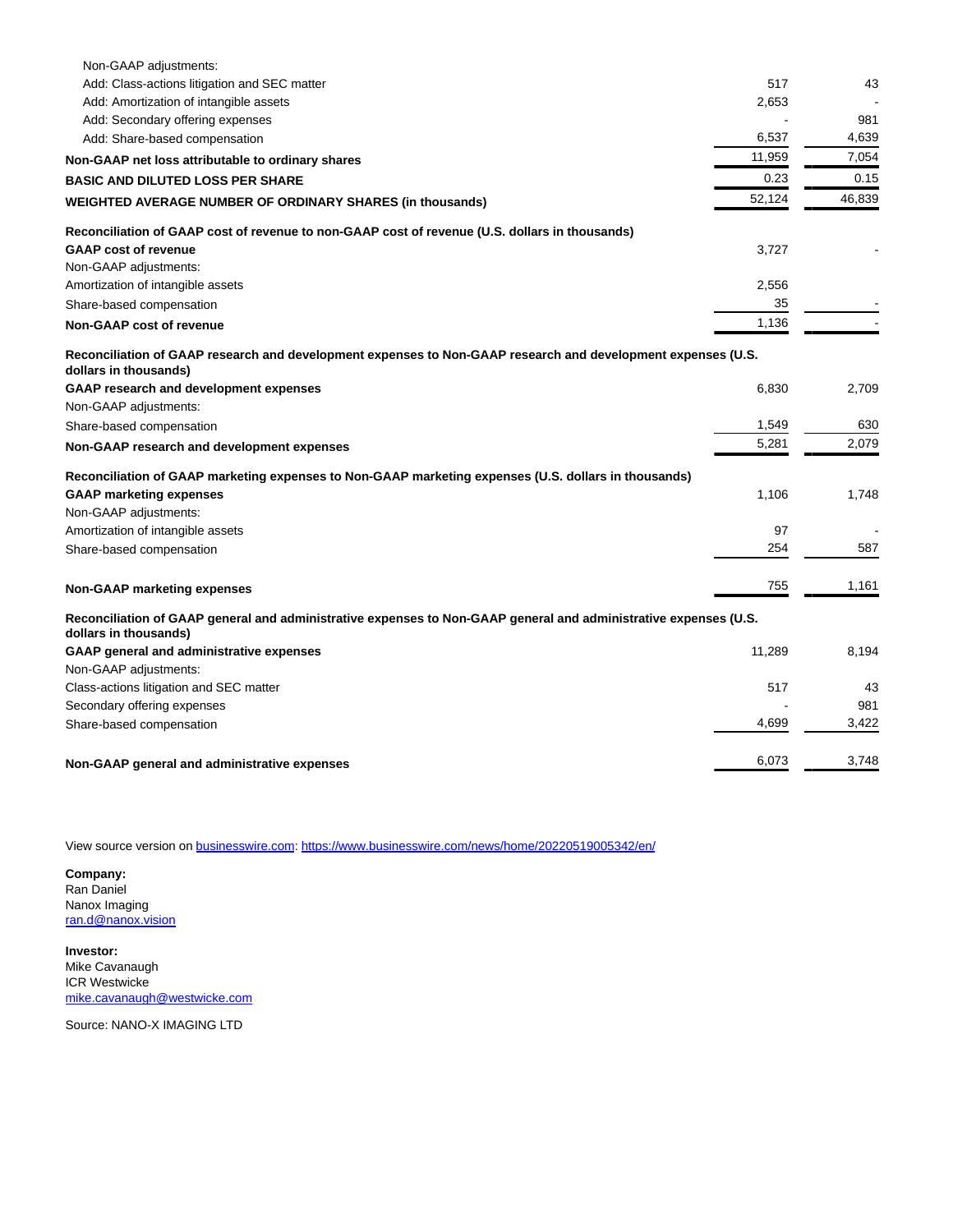| | | |
|---|---|---|
| Non-GAAP adjustments: | | |
| Add: Class-actions litigation and SEC matter | 517 | 43 |
| Add: Amortization of intangible assets | 2,653 | - |
| Add: Secondary offering expenses | - | 981 |
| Add: Share-based compensation | 6,537 | 4,639 |
| **Non-GAAP net loss attributable to ordinary shares** | 11,959 | 7,054 |
| **BASIC AND DILUTED LOSS PER SHARE** | 0.23 | 0.15 |
| **WEIGHTED AVERAGE NUMBER OF ORDINARY SHARES (in thousands)** | 52,124 | 46,839 |

**Reconciliation of GAAP cost of revenue to non-GAAP cost of revenue (U.S. dollars in thousands)**

| | | |
|---|---|---|
| **GAAP cost of revenue** | 3,727 | - |
| Non-GAAP adjustments: | | |
| Amortization of intangible assets | 2,556 | |
| Share-based compensation | 35 | - |
| **Non-GAAP cost of revenue** | 1,136 | - |

**Reconciliation of GAAP research and development expenses to Non-GAAP research and development expenses (U.S. dollars in thousands)**

| | | |
|---|---|---|
| **GAAP research and development expenses** | 6,830 | 2,709 |
| Non-GAAP adjustments: | | |
| Share-based compensation | 1,549 | 630 |
| **Non-GAAP research and development expenses** | 5,281 | 2,079 |

**Reconciliation of GAAP marketing expenses to Non-GAAP marketing expenses (U.S. dollars in thousands)**

| | | |
|---|---|---|
| **GAAP marketing expenses** | 1,106 | 1,748 |
| Non-GAAP adjustments: | | |
| Amortization of intangible assets | 97 | - |
| Share-based compensation | 254 | 587 |
| **Non-GAAP marketing expenses** | 755 | 1,161 |

**Reconciliation of GAAP general and administrative expenses to Non-GAAP general and administrative expenses (U.S. dollars in thousands)**

| | | |
|---|---|---|
| **GAAP general and administrative expenses** | 11,289 | 8,194 |
| Non-GAAP adjustments: | | |
| Class-actions litigation and SEC matter | 517 | 43 |
| Secondary offering expenses | - | 981 |
| Share-based compensation | 4,699 | 3,422 |
| **Non-GAAP general and administrative expenses** | 6,073 | 3,748 |

View source version on businesswire.com: https://www.businesswire.com/news/home/20220519005342/en/

**Company:**
Ran Daniel
Nanox Imaging
ran.d@nanox.vision

**Investor:**
Mike Cavanaugh
ICR Westwicke
mike.cavanaugh@westwicke.com

Source: NANO-X IMAGING LTD